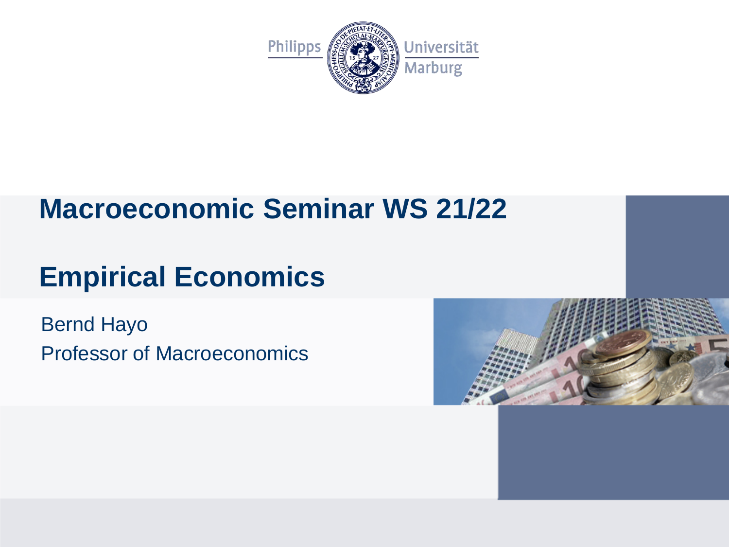Philipps Universität Marburg

# Macroeconomic Seminar WS 21/22

# Empirical Economics

Bernd Hayo

Professor of Macroeconomics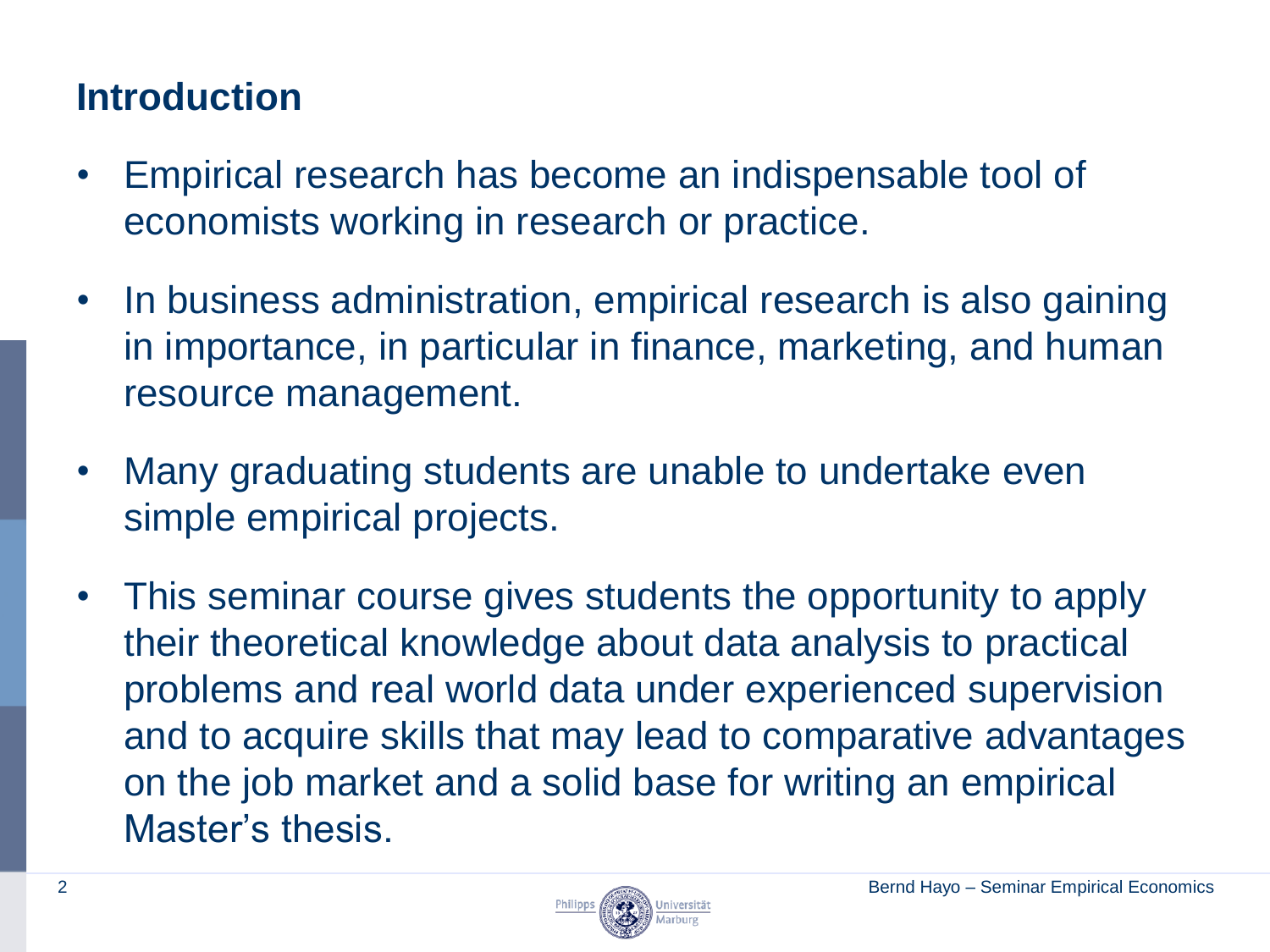## Introduction

- Empirical research has become an indispensable tool of economists working in research or practice.
- In business administration, empirical research is also gaining in importance, in particular in finance, marketing, and human resource management.
- Many graduating students are unable to undertake even simple empirical projects.
- This seminar course gives students the opportunity to apply their theoretical knowledge about data analysis to practical problems and real world data under experienced supervision and to acquire skills that may lead to comparative advantages on the job market and a solid base for writing an empirical Master's thesis.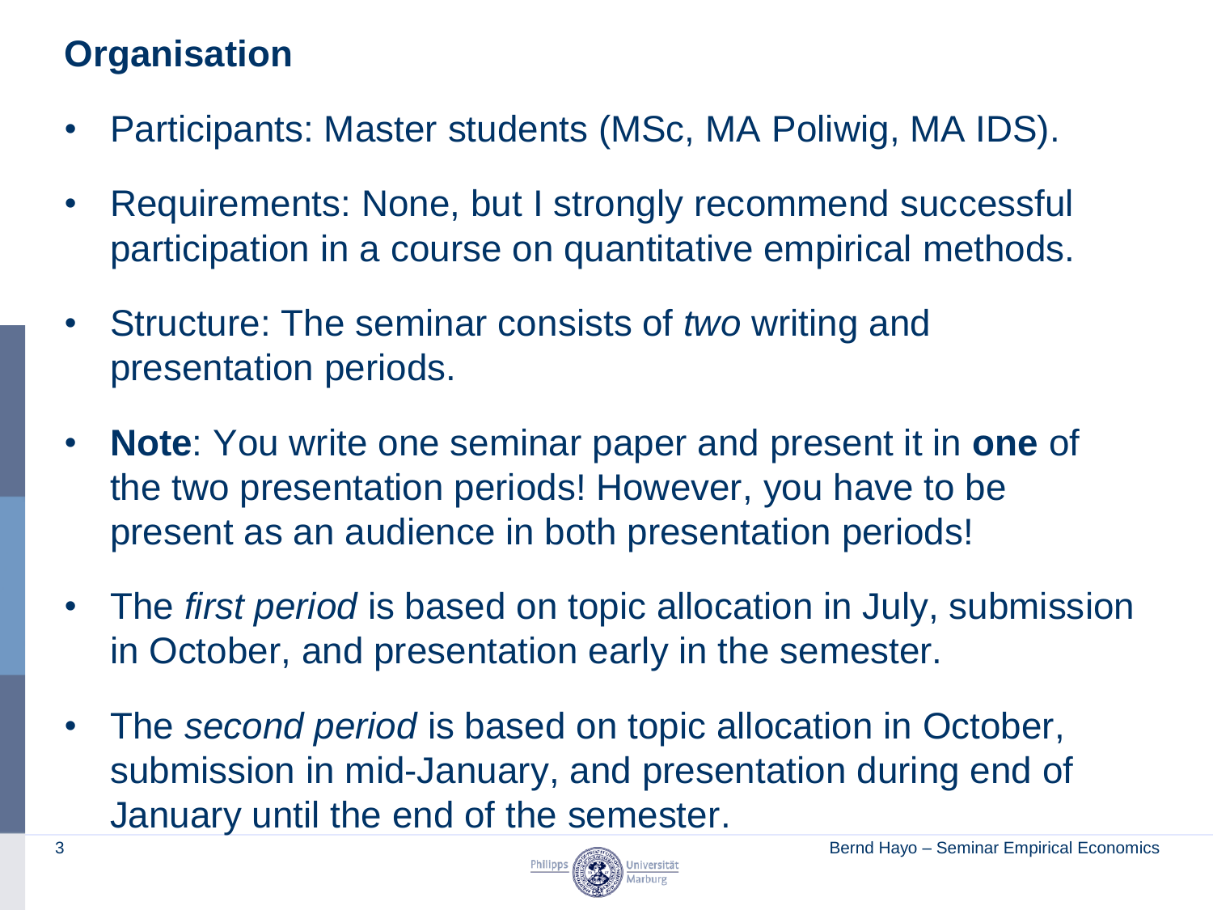# Organisation

- Participants: Master students (MSc, MA Poliwig, MA IDS).
- Requirements: None, but I strongly recommend successful participation in a course on quantitative empirical methods.
- Structure: The seminar consists of *two* writing and presentation periods.
- **Note**: You write one seminar paper and present it in **one** of the two presentation periods! However, you have to be present as an audience in both presentation periods!
- The *first period* is based on topic allocation in July, submission in October, and presentation early in the semester.
- The *second period* is based on topic allocation in October, submission in mid-January, and presentation during end of January until the end of the semester.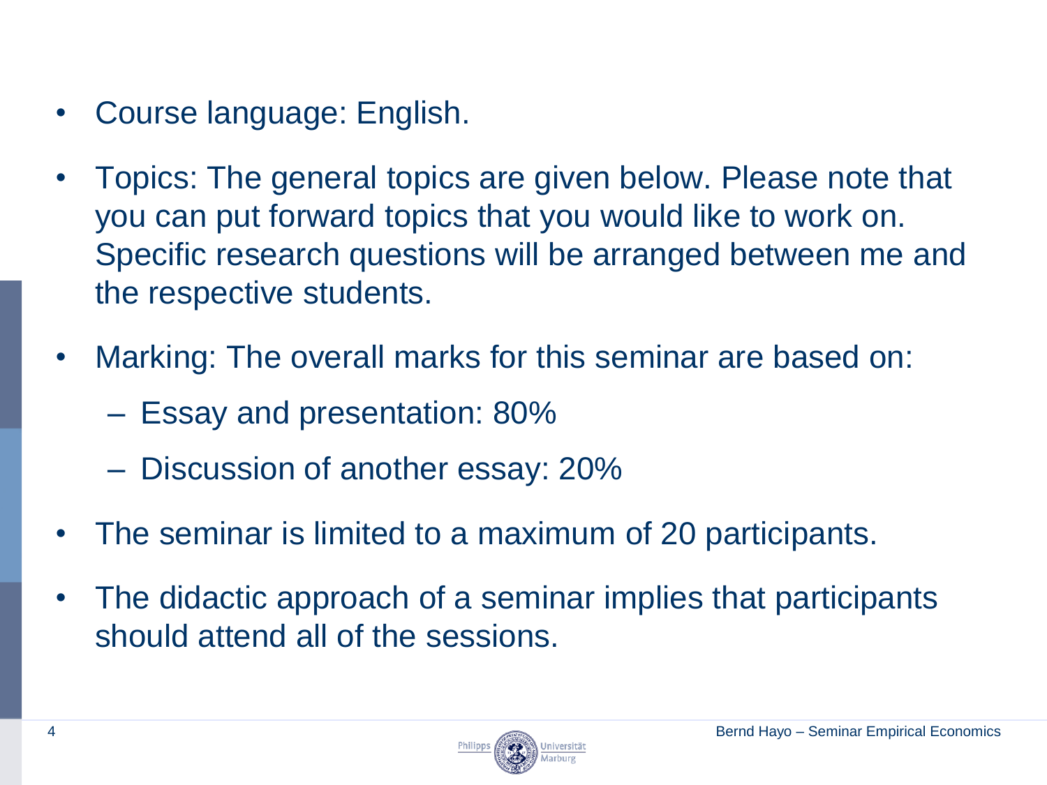- Course language: English.
- Topics: The general topics are given below. Please note that you can put forward topics that you would like to work on. Specific research questions will be arranged between me and the respective students.
- Marking: The overall marks for this seminar are based on:
  - Essay and presentation: 80%
  - Discussion of another essay: 20%
- The seminar is limited to a maximum of 20 participants.
- The didactic approach of a seminar implies that participants should attend all of the sessions.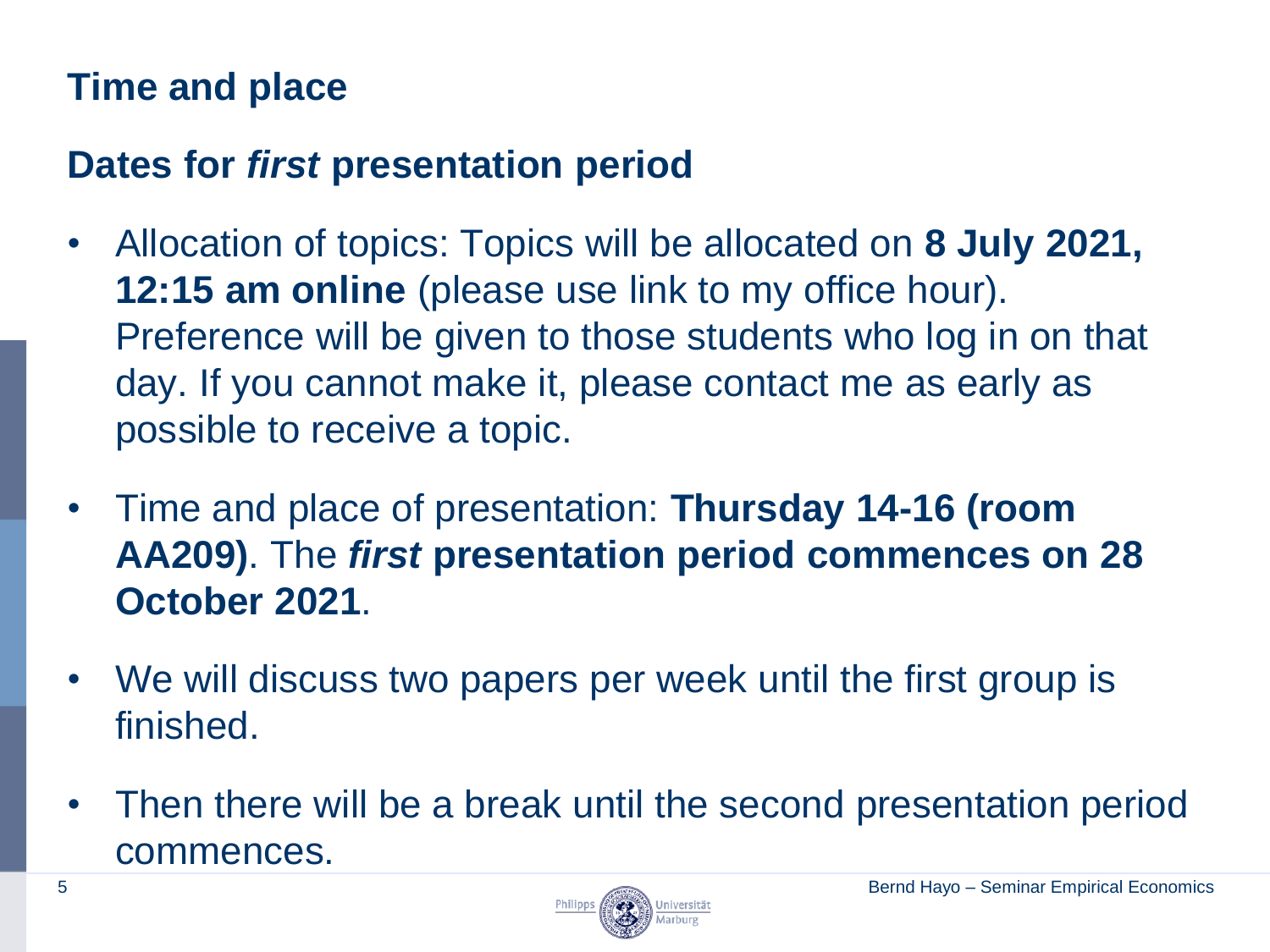# Time and place

## Dates for *first* presentation period

- Allocation of topics: Topics will be allocated on **8 July 2021, 12:15 am online** (please use link to my office hour). Preference will be given to those students who log in on that day. If you cannot make it, please contact me as early as possible to receive a topic.
- Time and place of presentation: **Thursday 14-16 (room AA209)**. The ***first* presentation period commences on 28 October 2021**.
- We will discuss two papers per week until the first group is finished.
- Then there will be a break until the second presentation period commences.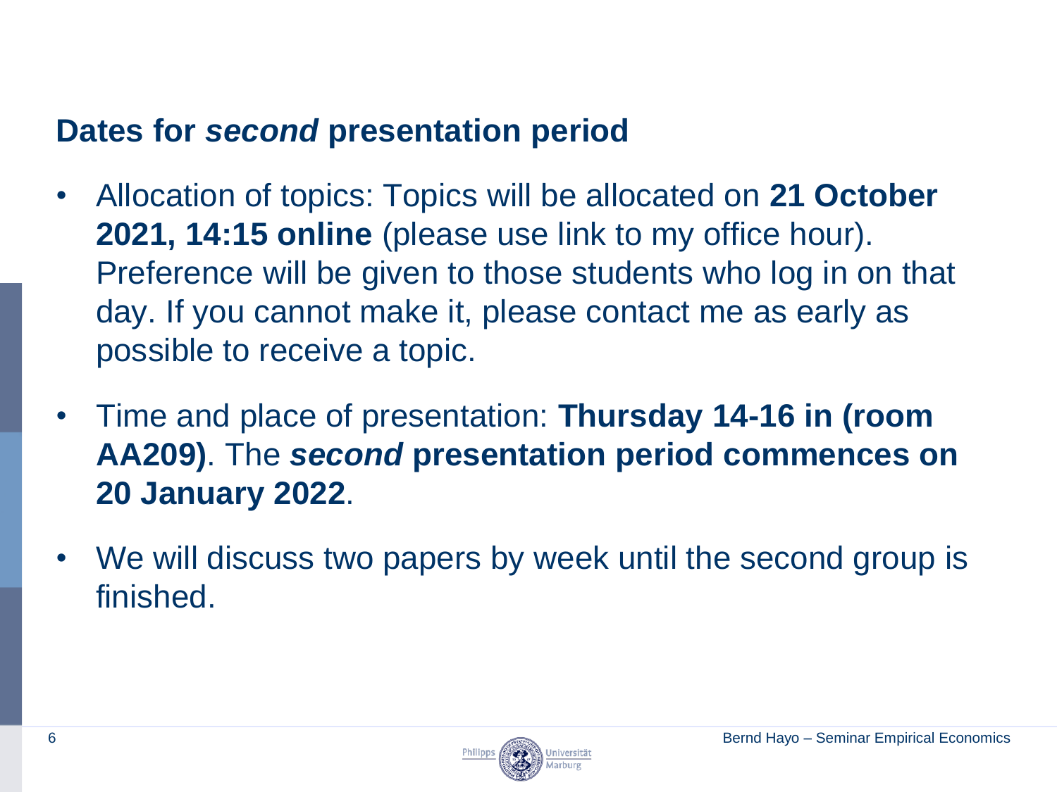## Dates for *second* presentation period

- Allocation of topics: Topics will be allocated on **21 October 2021, 14:15 online** (please use link to my office hour). Preference will be given to those students who log in on that day. If you cannot make it, please contact me as early as possible to receive a topic.
- Time and place of presentation: **Thursday 14-16 in (room AA209)**. The ***second* presentation period commences on 20 January 2022**.
- We will discuss two papers by week until the second group is finished.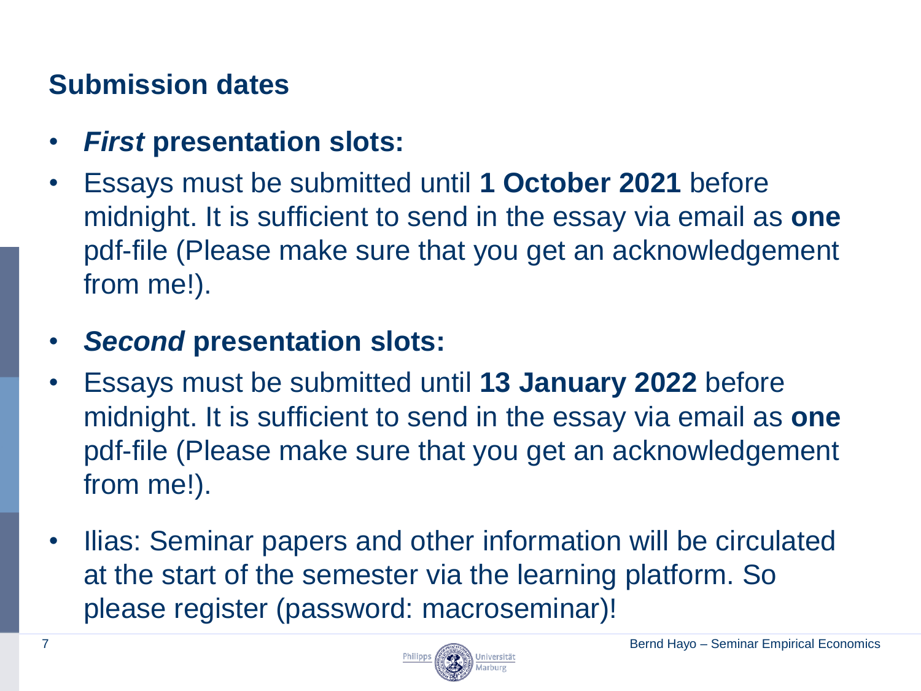## Submission dates

- ***First* presentation slots:**
- Essays must be submitted until **1 October 2021** before midnight. It is sufficient to send in the essay via email as **one** pdf-file (Please make sure that you get an acknowledgement from me!).
- ***Second* presentation slots:**
- Essays must be submitted until **13 January 2022** before midnight. It is sufficient to send in the essay via email as **one** pdf-file (Please make sure that you get an acknowledgement from me!).
- Ilias: Seminar papers and other information will be circulated at the start of the semester via the learning platform. So please register (password: macroseminar)!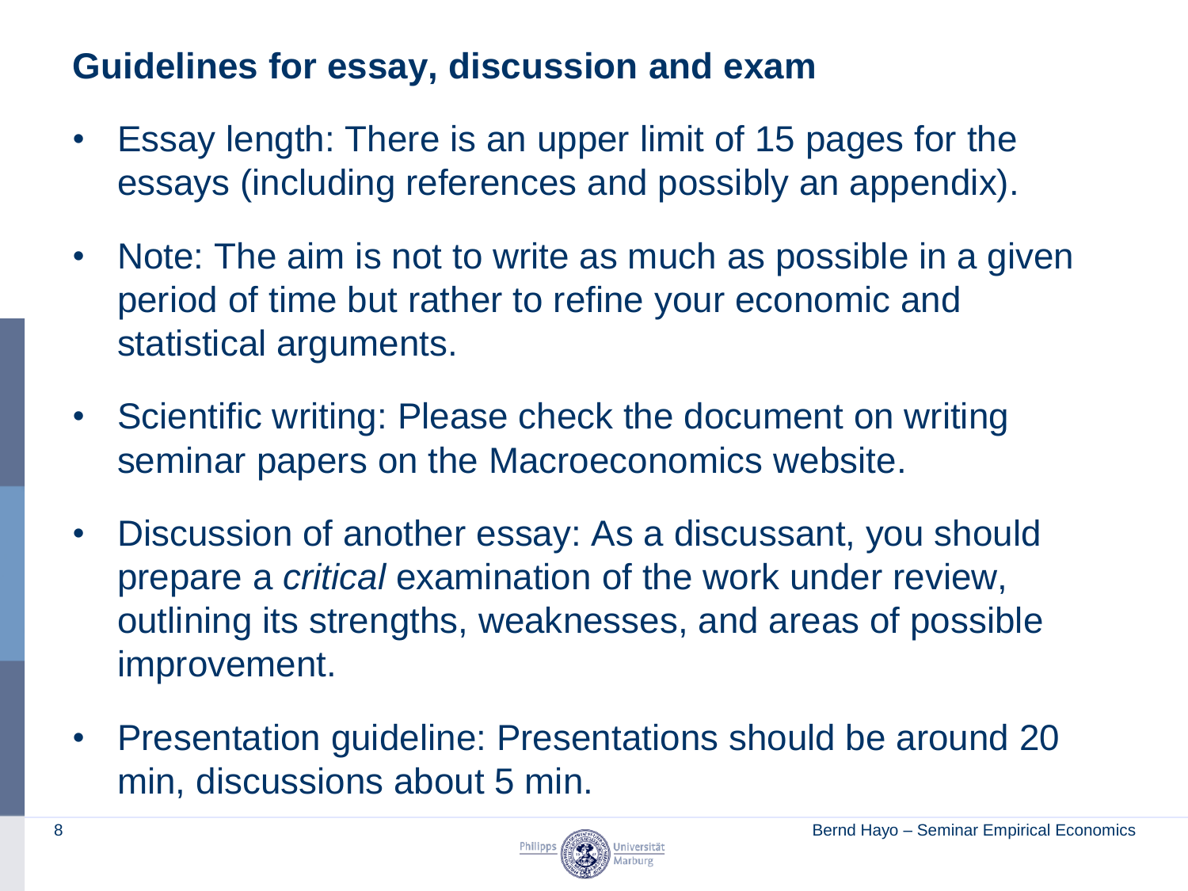## Guidelines for essay, discussion and exam

- Essay length: There is an upper limit of 15 pages for the essays (including references and possibly an appendix).
- Note: The aim is not to write as much as possible in a given period of time but rather to refine your economic and statistical arguments.
- Scientific writing: Please check the document on writing seminar papers on the Macroeconomics website.
- Discussion of another essay: As a discussant, you should prepare a *critical* examination of the work under review, outlining its strengths, weaknesses, and areas of possible improvement.
- Presentation guideline: Presentations should be around 20 min, discussions about 5 min.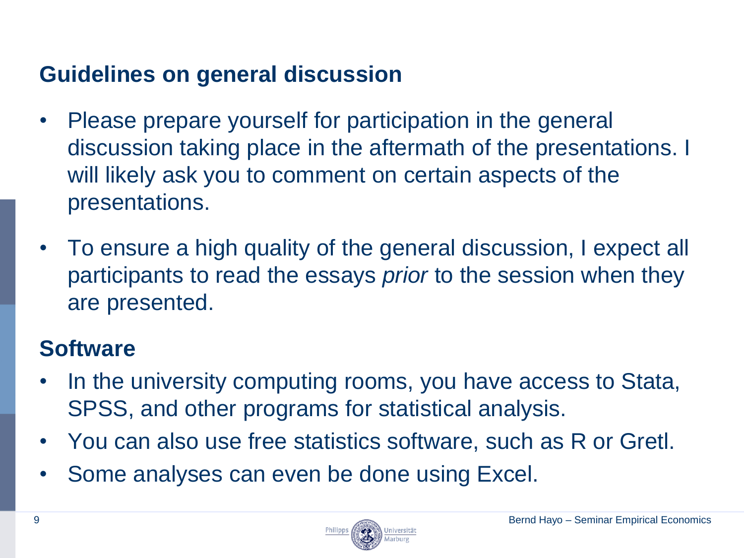## Guidelines on general discussion

- Please prepare yourself for participation in the general discussion taking place in the aftermath of the presentations. I will likely ask you to comment on certain aspects of the presentations.
- To ensure a high quality of the general discussion, I expect all participants to read the essays *prior* to the session when they are presented.

## Software

- In the university computing rooms, you have access to Stata, SPSS, and other programs for statistical analysis.
- You can also use free statistics software, such as R or Gretl.
- Some analyses can even be done using Excel.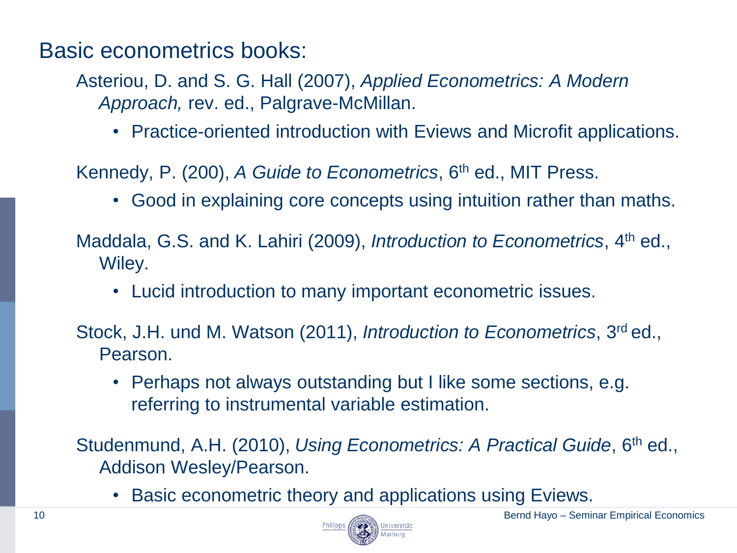## Basic econometrics books:

Asteriou, D. and S. G. Hall (2007), *Applied Econometrics: A Modern Approach,* rev. ed., Palgrave-McMillan.

- Practice-oriented introduction with Eviews and Microfit applications.

Kennedy, P. (200), *A Guide to Econometrics*, 6th ed., MIT Press.

- Good in explaining core concepts using intuition rather than maths.

Maddala, G.S. and K. Lahiri (2009), *Introduction to Econometrics*, 4th ed., Wiley.

- Lucid introduction to many important econometric issues.

Stock, J.H. und M. Watson (2011), *Introduction to Econometrics*, 3rd ed., Pearson.

- Perhaps not always outstanding but I like some sections, e.g. referring to instrumental variable estimation.

Studenmund, A.H. (2010), *Using Econometrics: A Practical Guide*, 6th ed., Addison Wesley/Pearson.

- Basic econometric theory and applications using Eviews.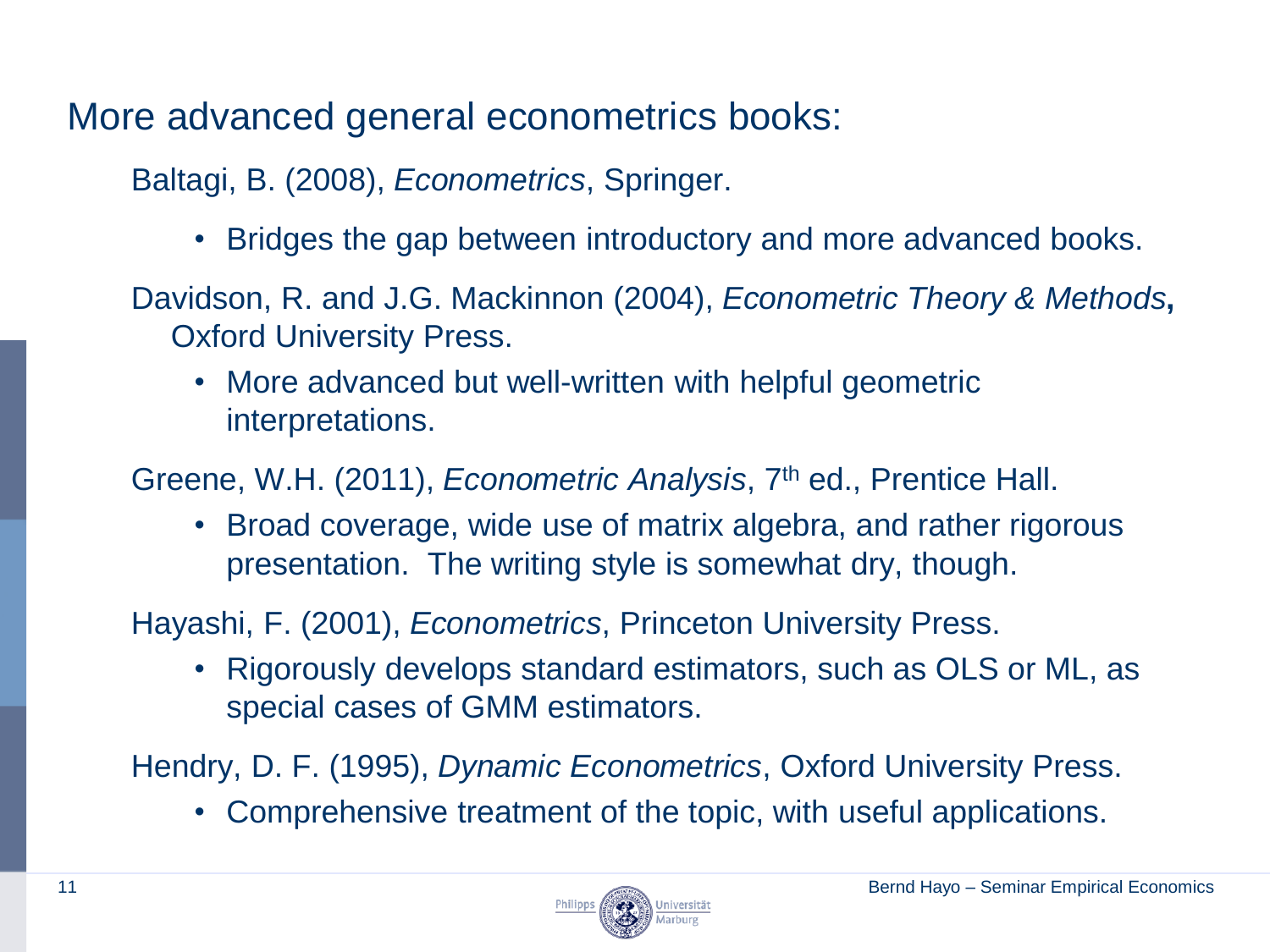## More advanced general econometrics books:

Baltagi, B. (2008), *Econometrics*, Springer.

- Bridges the gap between introductory and more advanced books.

Davidson, R. and J.G. Mackinnon (2004), *Econometric Theory & Methods*, Oxford University Press.

- More advanced but well-written with helpful geometric interpretations.

Greene, W.H. (2011), *Econometric Analysis*, 7th ed., Prentice Hall.

- Broad coverage, wide use of matrix algebra, and rather rigorous presentation. The writing style is somewhat dry, though.

Hayashi, F. (2001), *Econometrics*, Princeton University Press.

- Rigorously develops standard estimators, such as OLS or ML, as special cases of GMM estimators.

Hendry, D. F. (1995), *Dynamic Econometrics*, Oxford University Press.

- Comprehensive treatment of the topic, with useful applications.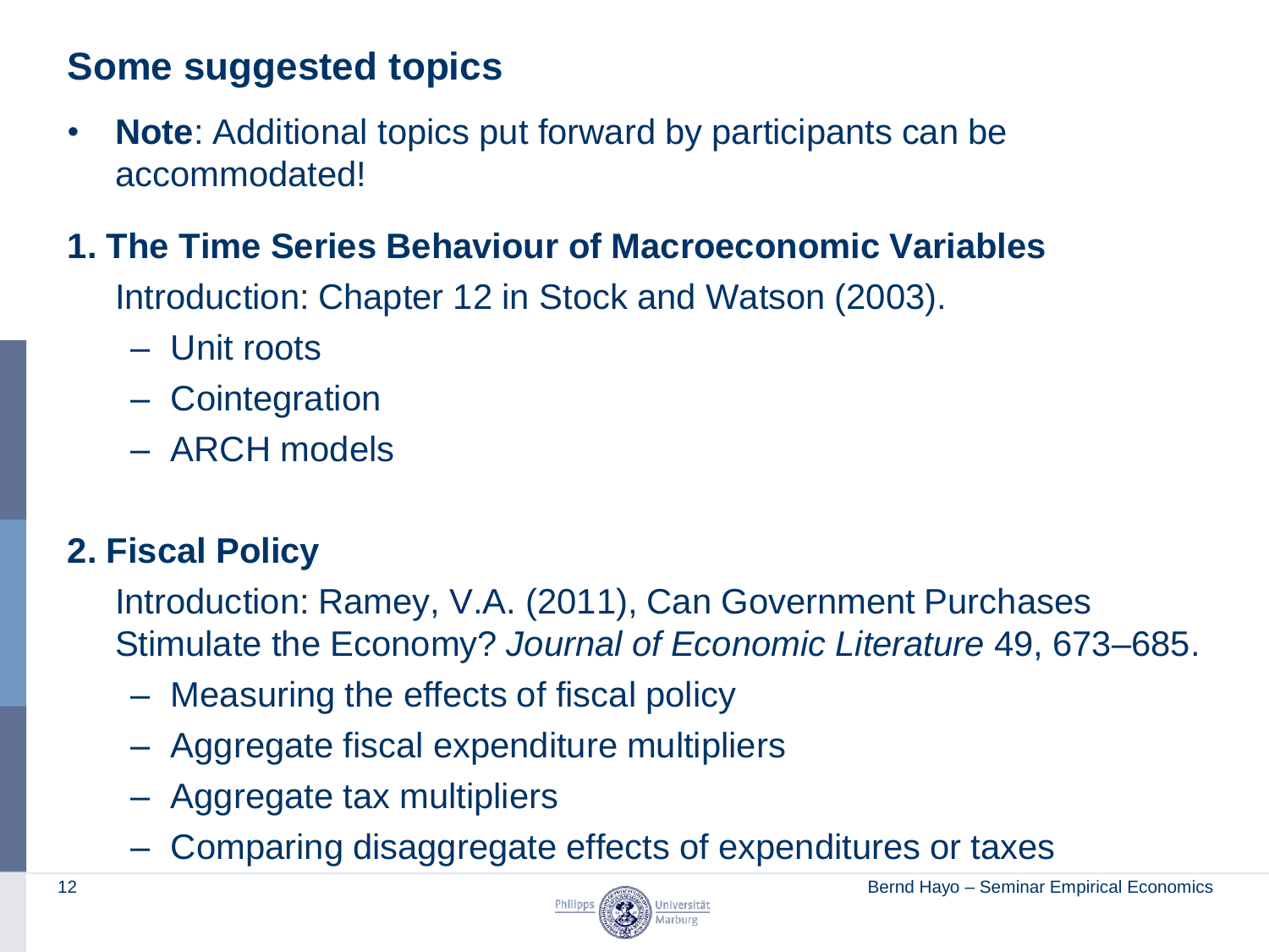# Some suggested topics

- **Note**: Additional topics put forward by participants can be accommodated!

## 1. The Time Series Behaviour of Macroeconomic Variables

Introduction: Chapter 12 in Stock and Watson (2003).

- Unit roots
- Cointegration
- ARCH models

## 2. Fiscal Policy

Introduction: Ramey, V.A. (2011), Can Government Purchases Stimulate the Economy? *Journal of Economic Literature* 49, 673–685.

- Measuring the effects of fiscal policy
- Aggregate fiscal expenditure multipliers
- Aggregate tax multipliers
- Comparing disaggregate effects of expenditures or taxes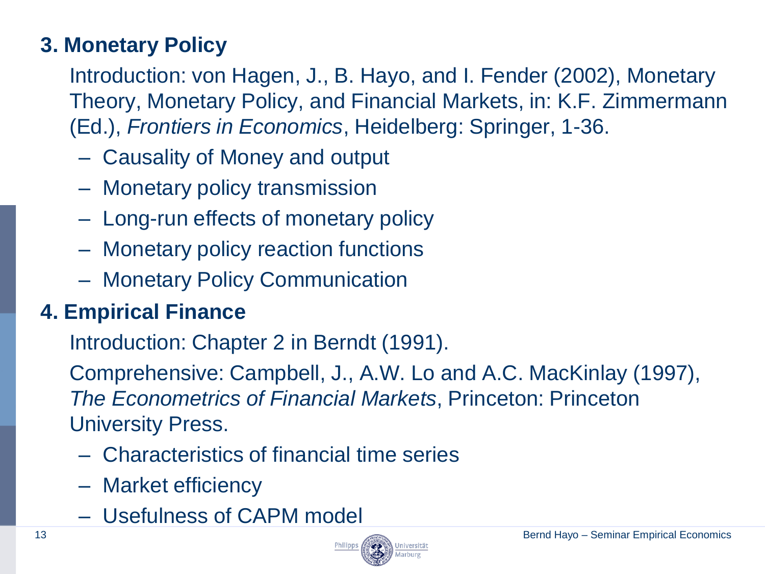## 3. Monetary Policy

Introduction: von Hagen, J., B. Hayo, and I. Fender (2002), Monetary Theory, Monetary Policy, and Financial Markets, in: K.F. Zimmermann (Ed.), *Frontiers in Economics*, Heidelberg: Springer, 1-36.

- Causality of Money and output
- Monetary policy transmission
- Long-run effects of monetary policy
- Monetary policy reaction functions
- Monetary Policy Communication

## 4. Empirical Finance

Introduction: Chapter 2 in Berndt (1991).

Comprehensive: Campbell, J., A.W. Lo and A.C. MacKinlay (1997), *The Econometrics of Financial Markets*, Princeton: Princeton University Press.

- Characteristics of financial time series
- Market efficiency
- Usefulness of CAPM model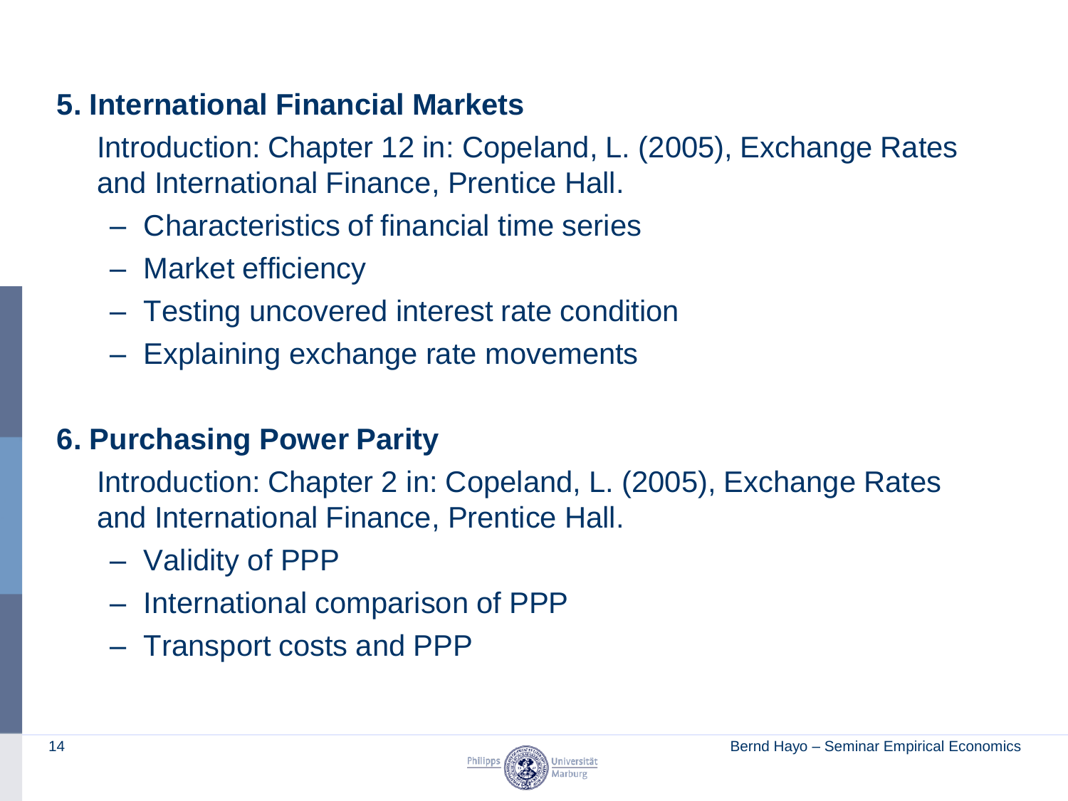## 5. International Financial Markets

Introduction: Chapter 12 in: Copeland, L. (2005), Exchange Rates and International Finance, Prentice Hall.

- Characteristics of financial time series
- Market efficiency
- Testing uncovered interest rate condition
- Explaining exchange rate movements

## 6. Purchasing Power Parity

Introduction: Chapter 2 in: Copeland, L. (2005), Exchange Rates and International Finance, Prentice Hall.

- Validity of PPP
- International comparison of PPP
- Transport costs and PPP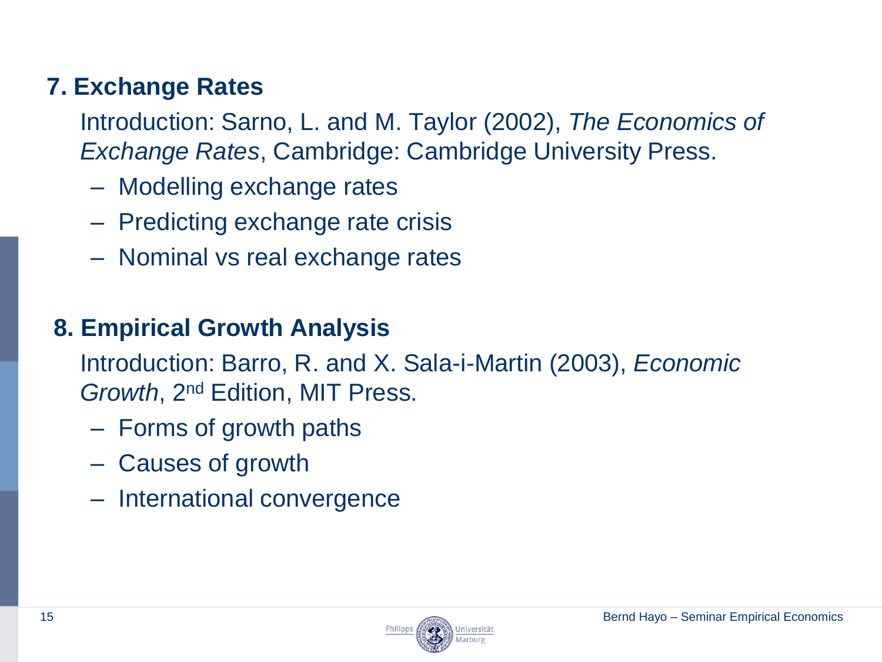### 7. Exchange Rates

Introduction: Sarno, L. and M. Taylor (2002), *The Economics of Exchange Rates*, Cambridge: Cambridge University Press.

- Modelling exchange rates
- Predicting exchange rate crisis
- Nominal vs real exchange rates

### 8. Empirical Growth Analysis

Introduction: Barro, R. and X. Sala-i-Martin (2003), *Economic Growth*, 2nd Edition, MIT Press.

- Forms of growth paths
- Causes of growth
- International convergence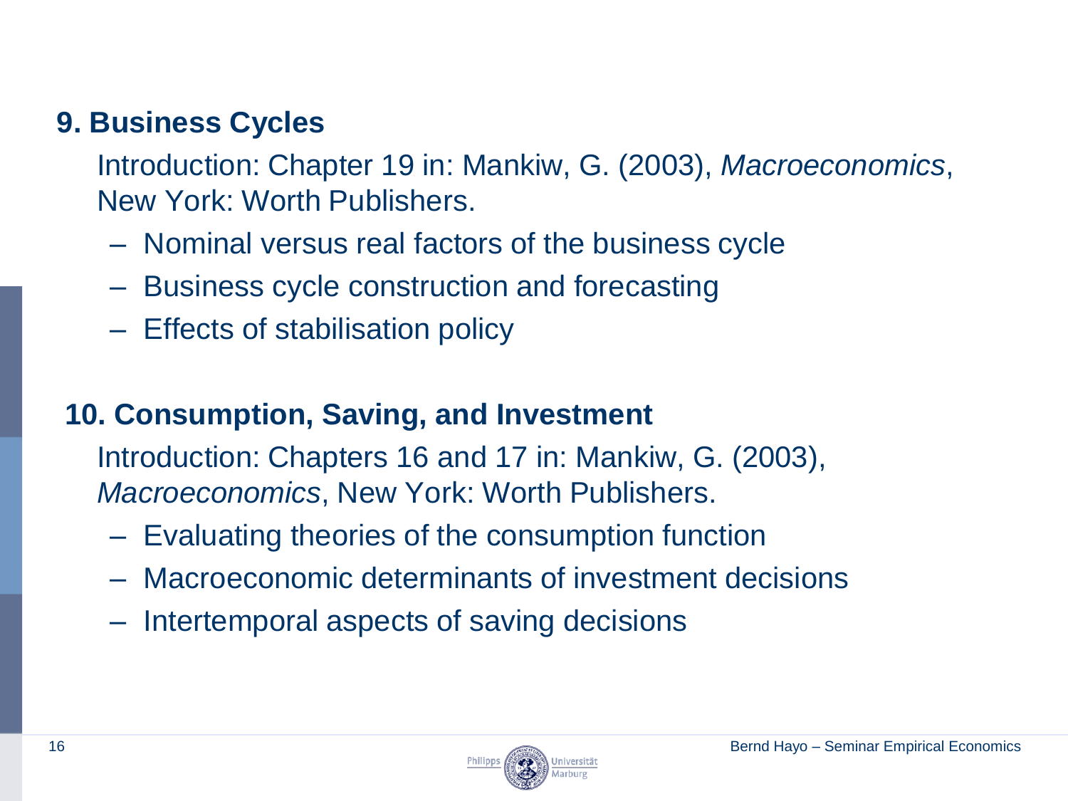## 9. Business Cycles

Introduction: Chapter 19 in: Mankiw, G. (2003), *Macroeconomics*, New York: Worth Publishers.

- Nominal versus real factors of the business cycle
- Business cycle construction and forecasting
- Effects of stabilisation policy

## 10. Consumption, Saving, and Investment

Introduction: Chapters 16 and 17 in: Mankiw, G. (2003), *Macroeconomics*, New York: Worth Publishers.

- Evaluating theories of the consumption function
- Macroeconomic determinants of investment decisions
- Intertemporal aspects of saving decisions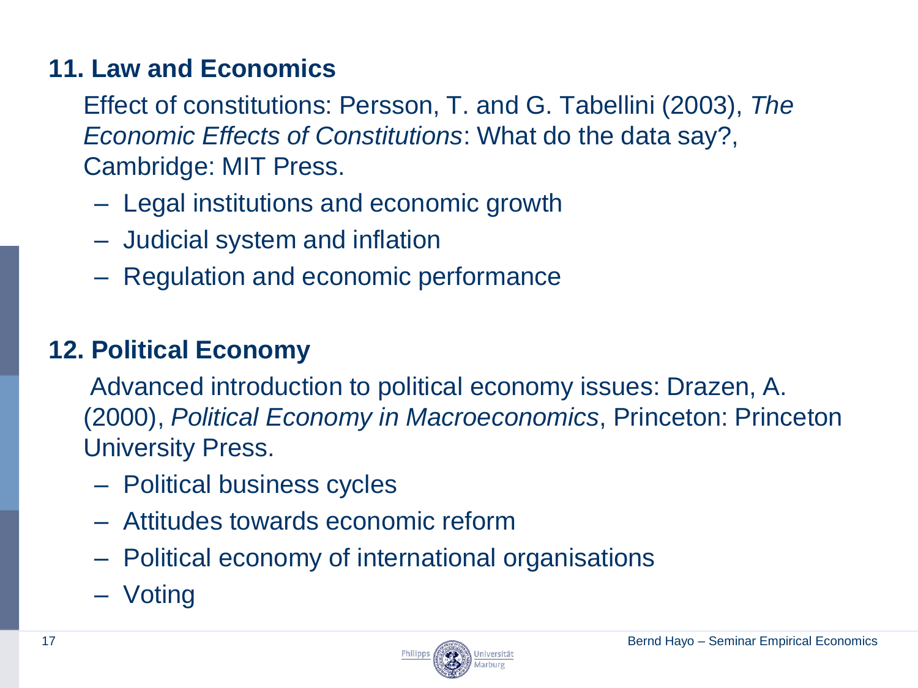## 11. Law and Economics

Effect of constitutions: Persson, T. and G. Tabellini (2003), *The Economic Effects of Constitutions*: What do the data say?, Cambridge: MIT Press.

- Legal institutions and economic growth
- Judicial system and inflation
- Regulation and economic performance

## 12. Political Economy

Advanced introduction to political economy issues: Drazen, A. (2000), *Political Economy in Macroeconomics*, Princeton: Princeton University Press.

- Political business cycles
- Attitudes towards economic reform
- Political economy of international organisations
- Voting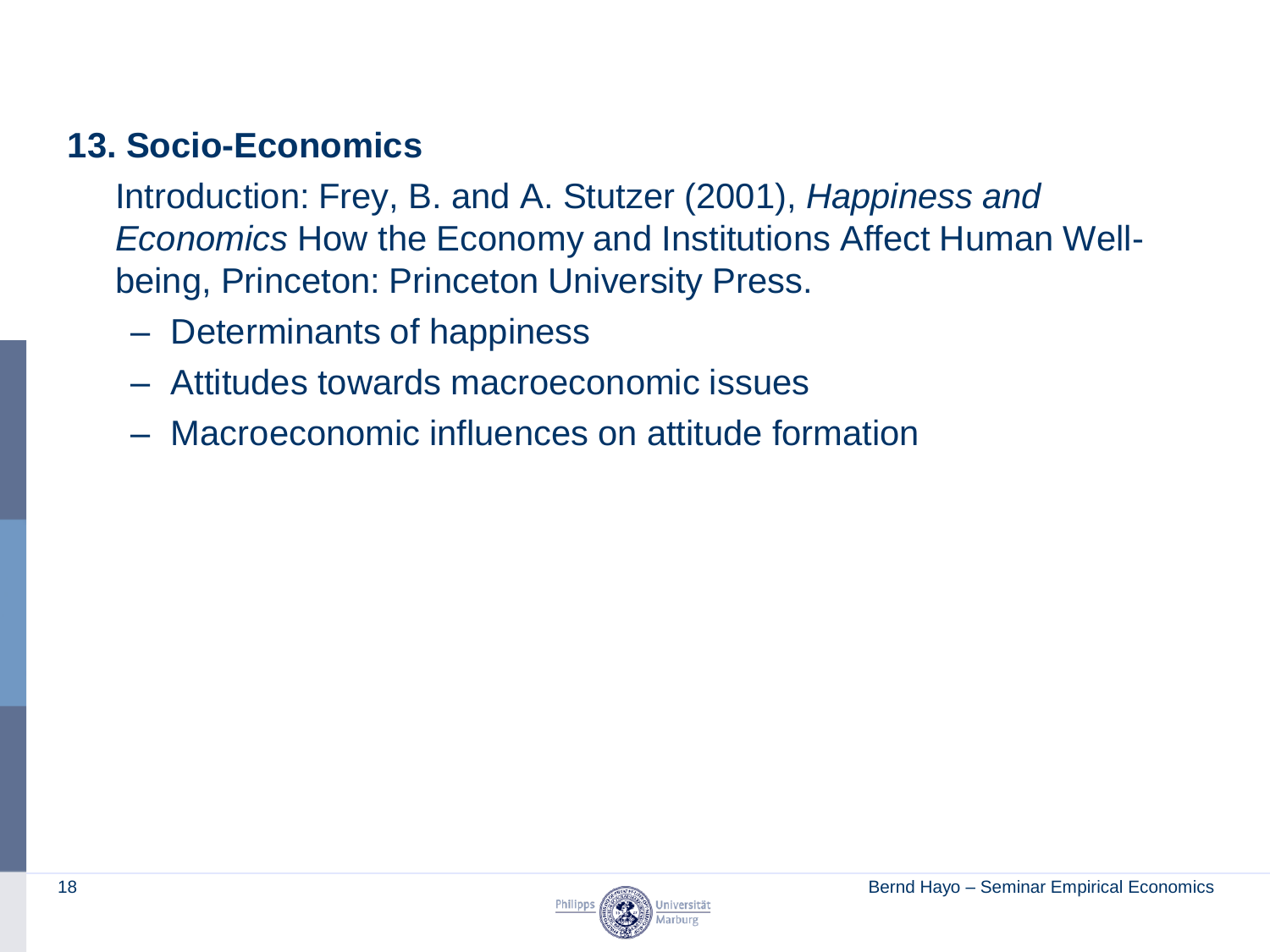## 13. Socio-Economics

Introduction: Frey, B. and A. Stutzer (2001), *Happiness and Economics* How the Economy and Institutions Affect Human Well-being, Princeton: Princeton University Press.

- Determinants of happiness
- Attitudes towards macroeconomic issues
- Macroeconomic influences on attitude formation